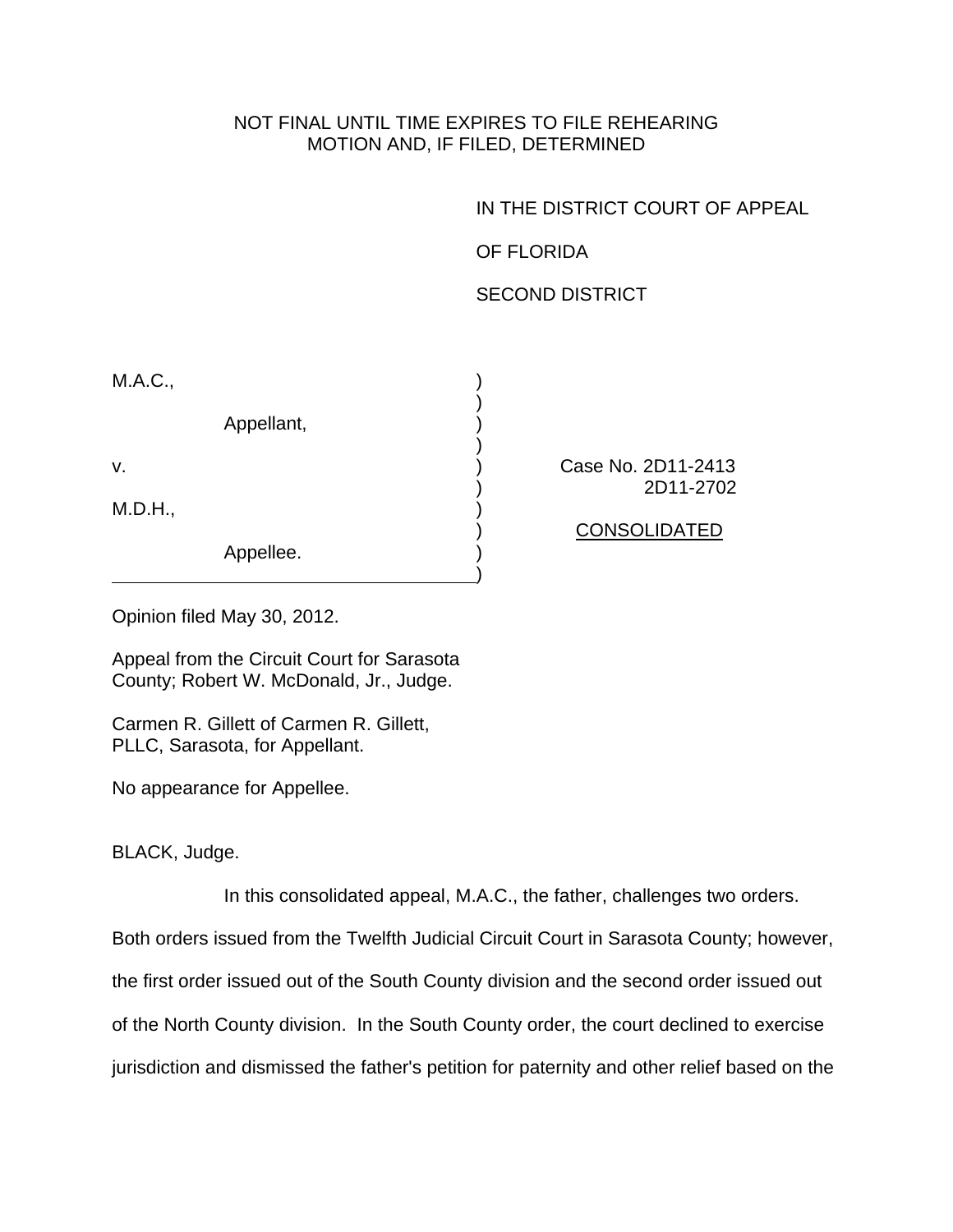NOT FINAL UNTIL TIME EXPIRES TO FILE REHEARING
MOTION AND, IF FILED, DETERMINED

IN THE DISTRICT COURT OF APPEAL

OF FLORIDA

SECOND DISTRICT

M.A.C.,

Appellant,

v.

M.D.H.,

Appellee.

Case No. 2D11-2413
2D11-2702

CONSOLIDATED

Opinion filed May 30, 2012.

Appeal from the Circuit Court for Sarasota County; Robert W. McDonald, Jr., Judge.

Carmen R. Gillett of Carmen R. Gillett, PLLC, Sarasota, for Appellant.

No appearance for Appellee.

BLACK, Judge.

In this consolidated appeal, M.A.C., the father, challenges two orders. Both orders issued from the Twelfth Judicial Circuit Court in Sarasota County; however, the first order issued out of the South County division and the second order issued out of the North County division. In the South County order, the court declined to exercise jurisdiction and dismissed the father's petition for paternity and other relief based on the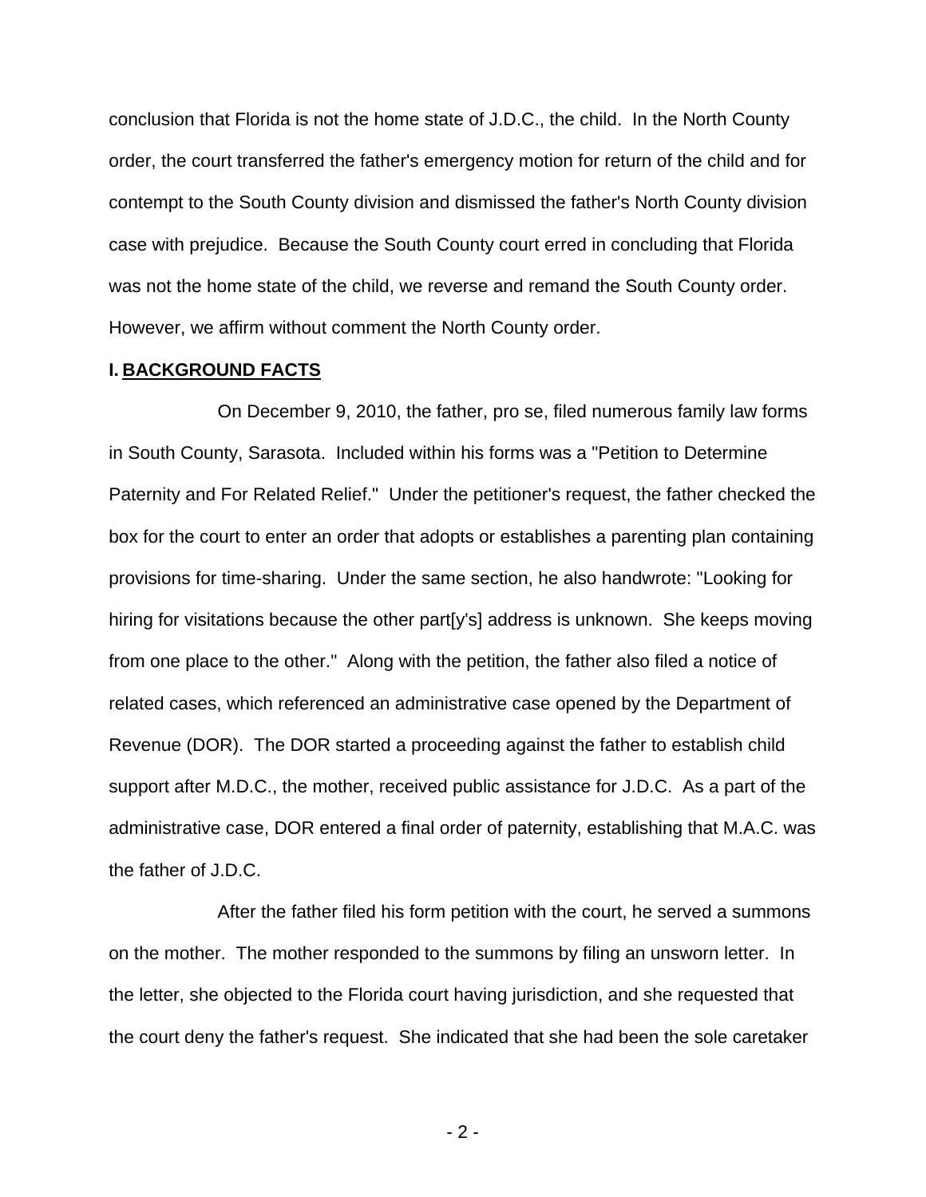conclusion that Florida is not the home state of J.D.C., the child. In the North County order, the court transferred the father's emergency motion for return of the child and for contempt to the South County division and dismissed the father's North County division case with prejudice. Because the South County court erred in concluding that Florida was not the home state of the child, we reverse and remand the South County order. However, we affirm without comment the North County order.

## I. BACKGROUND FACTS

On December 9, 2010, the father, pro se, filed numerous family law forms in South County, Sarasota. Included within his forms was a "Petition to Determine Paternity and For Related Relief." Under the petitioner's request, the father checked the box for the court to enter an order that adopts or establishes a parenting plan containing provisions for time-sharing. Under the same section, he also handwrote: "Looking for hiring for visitations because the other part[y's] address is unknown. She keeps moving from one place to the other." Along with the petition, the father also filed a notice of related cases, which referenced an administrative case opened by the Department of Revenue (DOR). The DOR started a proceeding against the father to establish child support after M.D.C., the mother, received public assistance for J.D.C. As a part of the administrative case, DOR entered a final order of paternity, establishing that M.A.C. was the father of J.D.C.

After the father filed his form petition with the court, he served a summons on the mother. The mother responded to the summons by filing an unsworn letter. In the letter, she objected to the Florida court having jurisdiction, and she requested that the court deny the father's request. She indicated that she had been the sole caretaker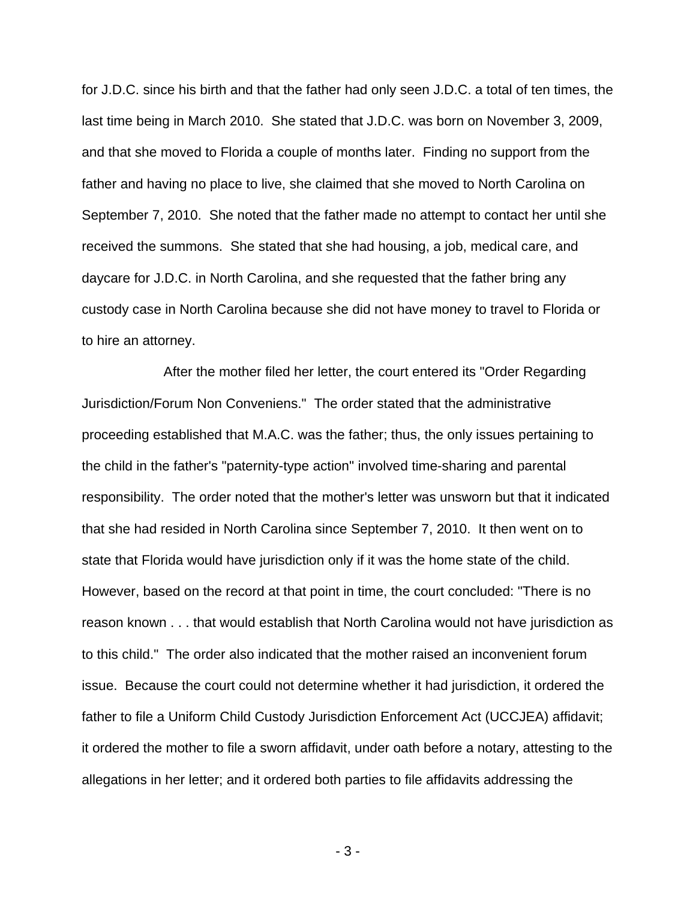for J.D.C. since his birth and that the father had only seen J.D.C. a total of ten times, the last time being in March 2010. She stated that J.D.C. was born on November 3, 2009, and that she moved to Florida a couple of months later. Finding no support from the father and having no place to live, she claimed that she moved to North Carolina on September 7, 2010. She noted that the father made no attempt to contact her until she received the summons. She stated that she had housing, a job, medical care, and daycare for J.D.C. in North Carolina, and she requested that the father bring any custody case in North Carolina because she did not have money to travel to Florida or to hire an attorney.

After the mother filed her letter, the court entered its "Order Regarding Jurisdiction/Forum Non Conveniens." The order stated that the administrative proceeding established that M.A.C. was the father; thus, the only issues pertaining to the child in the father's "paternity-type action" involved time-sharing and parental responsibility. The order noted that the mother's letter was unsworn but that it indicated that she had resided in North Carolina since September 7, 2010. It then went on to state that Florida would have jurisdiction only if it was the home state of the child. However, based on the record at that point in time, the court concluded: "There is no reason known . . . that would establish that North Carolina would not have jurisdiction as to this child." The order also indicated that the mother raised an inconvenient forum issue. Because the court could not determine whether it had jurisdiction, it ordered the father to file a Uniform Child Custody Jurisdiction Enforcement Act (UCCJEA) affidavit; it ordered the mother to file a sworn affidavit, under oath before a notary, attesting to the allegations in her letter; and it ordered both parties to file affidavits addressing the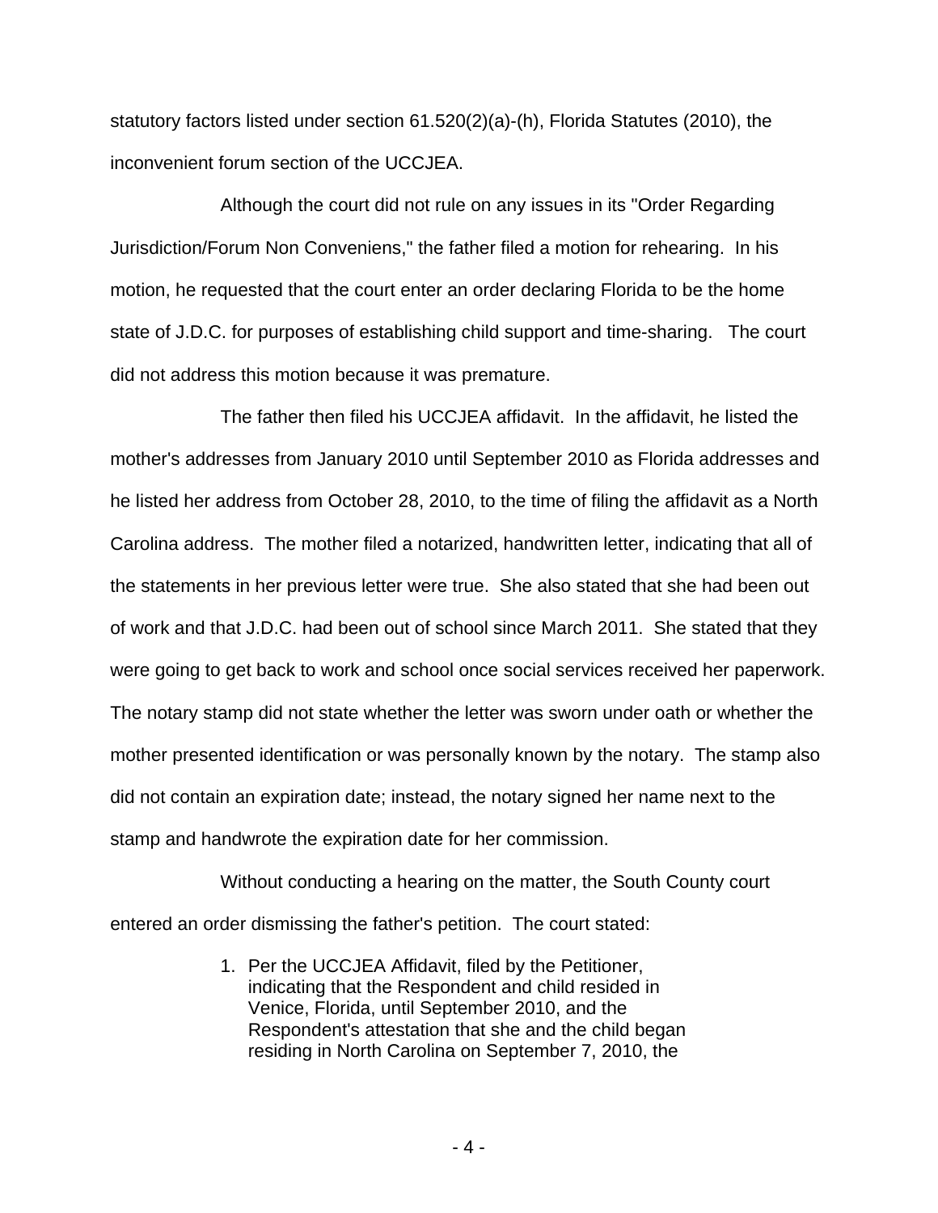statutory factors listed under section 61.520(2)(a)-(h), Florida Statutes (2010), the inconvenient forum section of the UCCJEA.

Although the court did not rule on any issues in its "Order Regarding Jurisdiction/Forum Non Conveniens," the father filed a motion for rehearing. In his motion, he requested that the court enter an order declaring Florida to be the home state of J.D.C. for purposes of establishing child support and time-sharing. The court did not address this motion because it was premature.

The father then filed his UCCJEA affidavit. In the affidavit, he listed the mother's addresses from January 2010 until September 2010 as Florida addresses and he listed her address from October 28, 2010, to the time of filing the affidavit as a North Carolina address. The mother filed a notarized, handwritten letter, indicating that all of the statements in her previous letter were true. She also stated that she had been out of work and that J.D.C. had been out of school since March 2011. She stated that they were going to get back to work and school once social services received her paperwork. The notary stamp did not state whether the letter was sworn under oath or whether the mother presented identification or was personally known by the notary. The stamp also did not contain an expiration date; instead, the notary signed her name next to the stamp and handwrote the expiration date for her commission.

Without conducting a hearing on the matter, the South County court entered an order dismissing the father's petition. The court stated:

> 1. Per the UCCJEA Affidavit, filed by the Petitioner, indicating that the Respondent and child resided in Venice, Florida, until September 2010, and the Respondent's attestation that she and the child began residing in North Carolina on September 7, 2010, the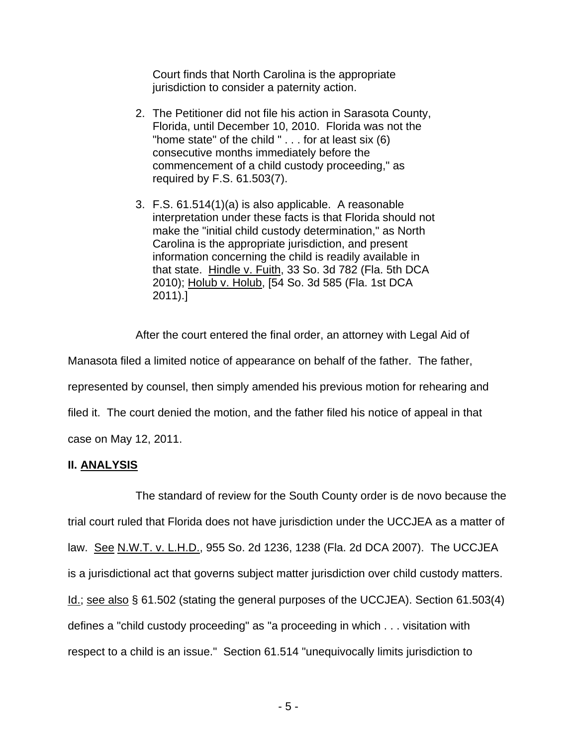Court finds that North Carolina is the appropriate jurisdiction to consider a paternity action.

2. The Petitioner did not file his action in Sarasota County, Florida, until December 10, 2010. Florida was not the "home state" of the child " . . . for at least six (6) consecutive months immediately before the commencement of a child custody proceeding," as required by F.S. 61.503(7).

3. F.S. 61.514(1)(a) is also applicable. A reasonable interpretation under these facts is that Florida should not make the "initial child custody determination," as North Carolina is the appropriate jurisdiction, and present information concerning the child is readily available in that state. Hindle v. Fuith, 33 So. 3d 782 (Fla. 5th DCA 2010); Holub v. Holub, [54 So. 3d 585 (Fla. 1st DCA 2011).]

After the court entered the final order, an attorney with Legal Aid of Manasota filed a limited notice of appearance on behalf of the father. The father, represented by counsel, then simply amended his previous motion for rehearing and filed it. The court denied the motion, and the father filed his notice of appeal in that case on May 12, 2011.

## II. ANALYSIS

The standard of review for the South County order is de novo because the trial court ruled that Florida does not have jurisdiction under the UCCJEA as a matter of law. See N.W.T. v. L.H.D., 955 So. 2d 1236, 1238 (Fla. 2d DCA 2007). The UCCJEA is a jurisdictional act that governs subject matter jurisdiction over child custody matters. Id.; see also § 61.502 (stating the general purposes of the UCCJEA). Section 61.503(4) defines a "child custody proceeding" as "a proceeding in which . . . visitation with respect to a child is an issue." Section 61.514 "unequivocally limits jurisdiction to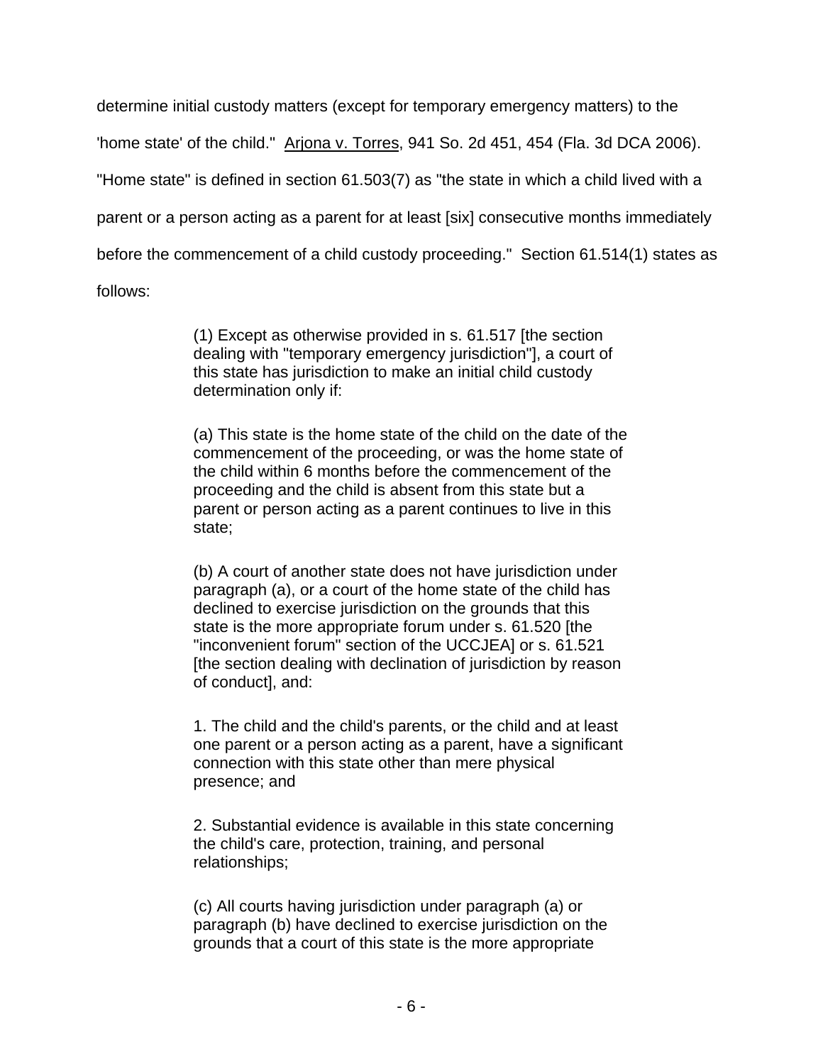determine initial custody matters (except for temporary emergency matters) to the 'home state' of the child." Arjona v. Torres, 941 So. 2d 451, 454 (Fla. 3d DCA 2006). "Home state" is defined in section 61.503(7) as "the state in which a child lived with a parent or a person acting as a parent for at least [six] consecutive months immediately before the commencement of a child custody proceeding." Section 61.514(1) states as follows:

> (1) Except as otherwise provided in s. 61.517 [the section dealing with "temporary emergency jurisdiction"], a court of this state has jurisdiction to make an initial child custody determination only if:
>
> (a) This state is the home state of the child on the date of the commencement of the proceeding, or was the home state of the child within 6 months before the commencement of the proceeding and the child is absent from this state but a parent or person acting as a parent continues to live in this state;
>
> (b) A court of another state does not have jurisdiction under paragraph (a), or a court of the home state of the child has declined to exercise jurisdiction on the grounds that this state is the more appropriate forum under s. 61.520 [the "inconvenient forum" section of the UCCJEA] or s. 61.521 [the section dealing with declination of jurisdiction by reason of conduct], and:
>
> 1. The child and the child's parents, or the child and at least one parent or a person acting as a parent, have a significant connection with this state other than mere physical presence; and
>
> 2. Substantial evidence is available in this state concerning the child's care, protection, training, and personal relationships;
>
> (c) All courts having jurisdiction under paragraph (a) or paragraph (b) have declined to exercise jurisdiction on the grounds that a court of this state is the more appropriate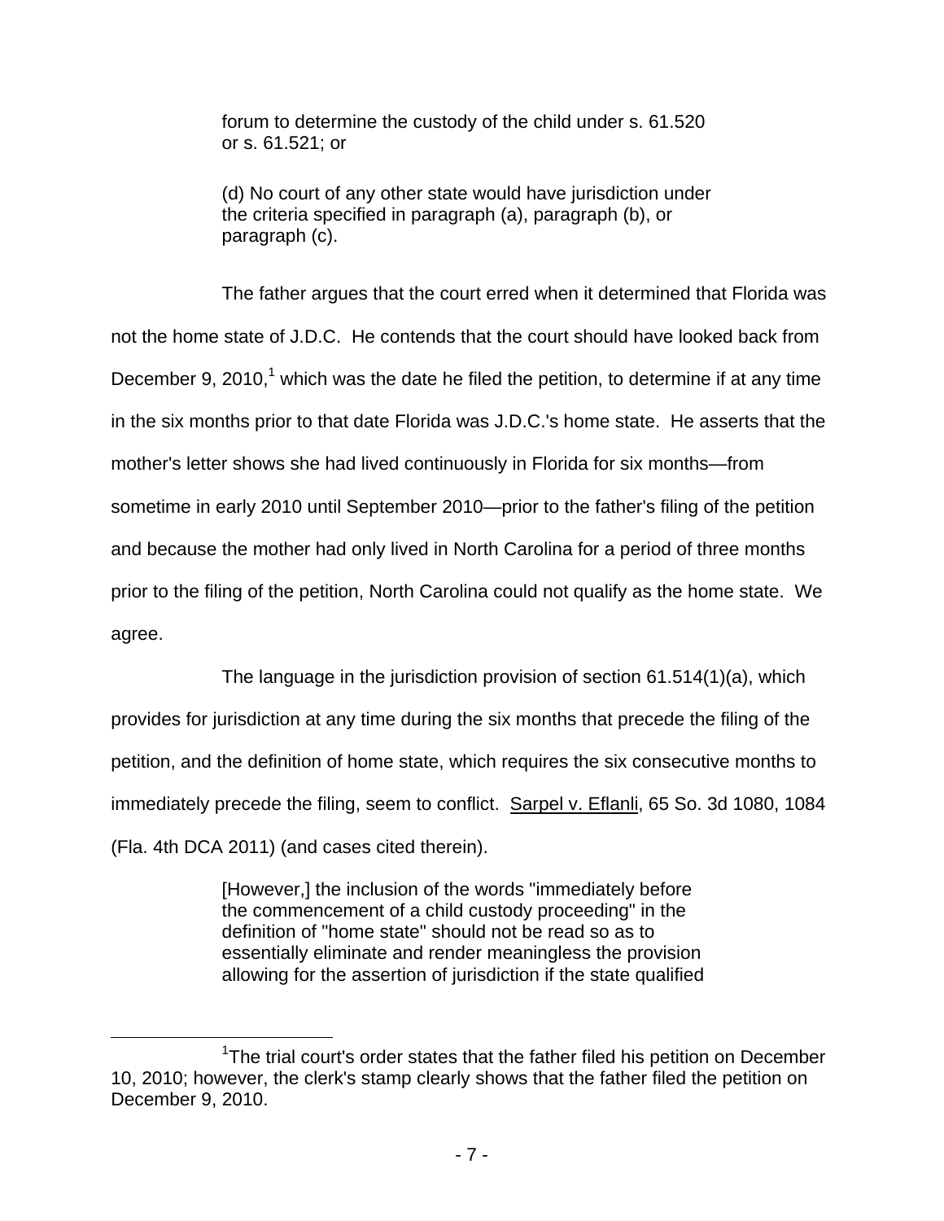> forum to determine the custody of the child under s. 61.520 or s. 61.521; or
>
> (d) No court of any other state would have jurisdiction under the criteria specified in paragraph (a), paragraph (b), or paragraph (c).

The father argues that the court erred when it determined that Florida was not the home state of J.D.C. He contends that the court should have looked back from December 9, 2010,[1] which was the date he filed the petition, to determine if at any time in the six months prior to that date Florida was J.D.C.'s home state. He asserts that the mother's letter shows she had lived continuously in Florida for six months—from sometime in early 2010 until September 2010—prior to the father's filing of the petition and because the mother had only lived in North Carolina for a period of three months prior to the filing of the petition, North Carolina could not qualify as the home state. We agree.

The language in the jurisdiction provision of section 61.514(1)(a), which provides for jurisdiction at any time during the six months that precede the filing of the petition, and the definition of home state, which requires the six consecutive months to immediately precede the filing, seem to conflict. Sarpel v. Eflanli, 65 So. 3d 1080, 1084 (Fla. 4th DCA 2011) (and cases cited therein).

> [However,] the inclusion of the words "immediately before the commencement of a child custody proceeding" in the definition of "home state" should not be read so as to essentially eliminate and render meaningless the provision allowing for the assertion of jurisdiction if the state qualified

---

[1] The trial court's order states that the father filed his petition on December 10, 2010; however, the clerk's stamp clearly shows that the father filed the petition on December 9, 2010.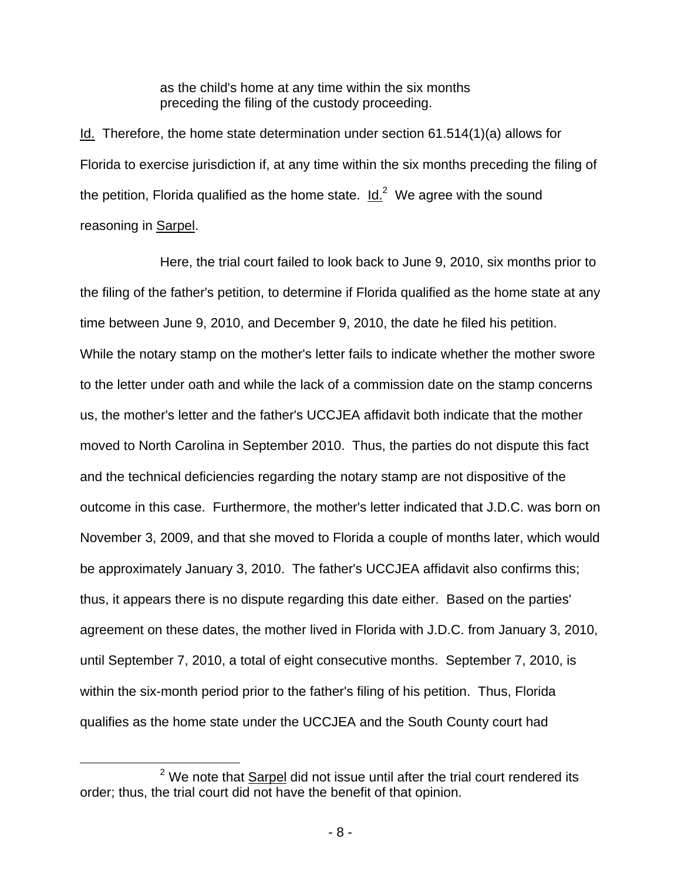> as the child's home at any time within the six months preceding the filing of the custody proceeding.

Id. Therefore, the home state determination under section 61.514(1)(a) allows for Florida to exercise jurisdiction if, at any time within the six months preceding the filing of the petition, Florida qualified as the home state. Id.[2] We agree with the sound reasoning in Sarpel.

Here, the trial court failed to look back to June 9, 2010, six months prior to the filing of the father's petition, to determine if Florida qualified as the home state at any time between June 9, 2010, and December 9, 2010, the date he filed his petition. While the notary stamp on the mother's letter fails to indicate whether the mother swore to the letter under oath and while the lack of a commission date on the stamp concerns us, the mother's letter and the father's UCCJEA affidavit both indicate that the mother moved to North Carolina in September 2010. Thus, the parties do not dispute this fact and the technical deficiencies regarding the notary stamp are not dispositive of the outcome in this case. Furthermore, the mother's letter indicated that J.D.C. was born on November 3, 2009, and that she moved to Florida a couple of months later, which would be approximately January 3, 2010. The father's UCCJEA affidavit also confirms this; thus, it appears there is no dispute regarding this date either. Based on the parties' agreement on these dates, the mother lived in Florida with J.D.C. from January 3, 2010, until September 7, 2010, a total of eight consecutive months. September 7, 2010, is within the six-month period prior to the father's filing of his petition. Thus, Florida qualifies as the home state under the UCCJEA and the South County court had

---

[2] We note that Sarpel did not issue until after the trial court rendered its order; thus, the trial court did not have the benefit of that opinion.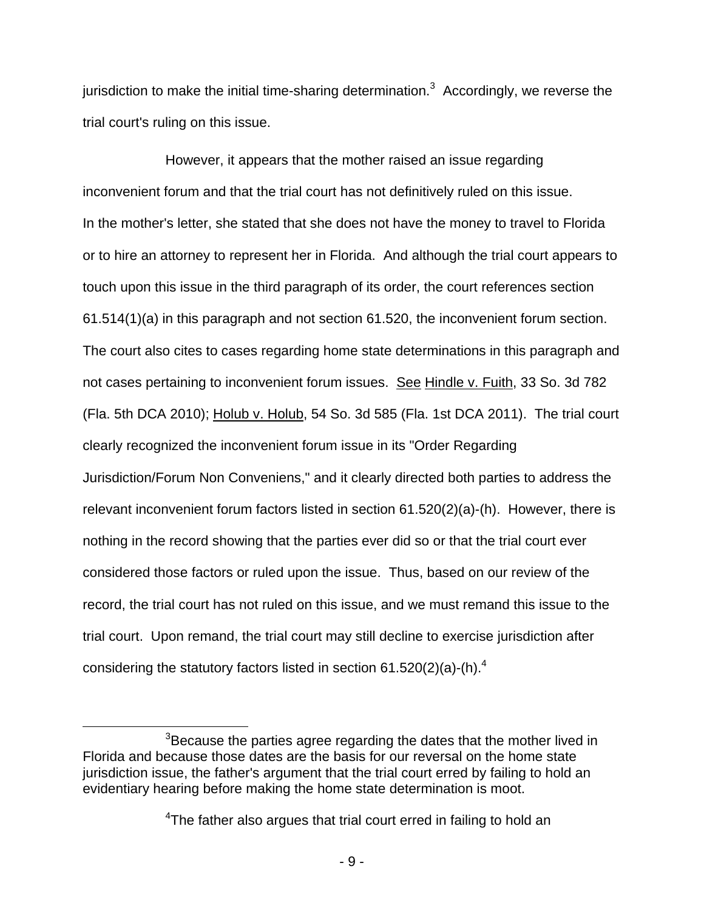jurisdiction to make the initial time-sharing determination.[3] Accordingly, we reverse the trial court's ruling on this issue.

However, it appears that the mother raised an issue regarding inconvenient forum and that the trial court has not definitively ruled on this issue. In the mother's letter, she stated that she does not have the money to travel to Florida or to hire an attorney to represent her in Florida. And although the trial court appears to touch upon this issue in the third paragraph of its order, the court references section 61.514(1)(a) in this paragraph and not section 61.520, the inconvenient forum section. The court also cites to cases regarding home state determinations in this paragraph and not cases pertaining to inconvenient forum issues. See Hindle v. Fuith, 33 So. 3d 782 (Fla. 5th DCA 2010); Holub v. Holub, 54 So. 3d 585 (Fla. 1st DCA 2011). The trial court clearly recognized the inconvenient forum issue in its "Order Regarding Jurisdiction/Forum Non Conveniens," and it clearly directed both parties to address the relevant inconvenient forum factors listed in section 61.520(2)(a)-(h). However, there is nothing in the record showing that the parties ever did so or that the trial court ever considered those factors or ruled upon the issue. Thus, based on our review of the record, the trial court has not ruled on this issue, and we must remand this issue to the trial court. Upon remand, the trial court may still decline to exercise jurisdiction after considering the statutory factors listed in section 61.520(2)(a)-(h).[4]

---

[3]Because the parties agree regarding the dates that the mother lived in Florida and because those dates are the basis for our reversal on the home state jurisdiction issue, the father's argument that the trial court erred by failing to hold an evidentiary hearing before making the home state determination is moot.

[4]The father also argues that trial court erred in failing to hold an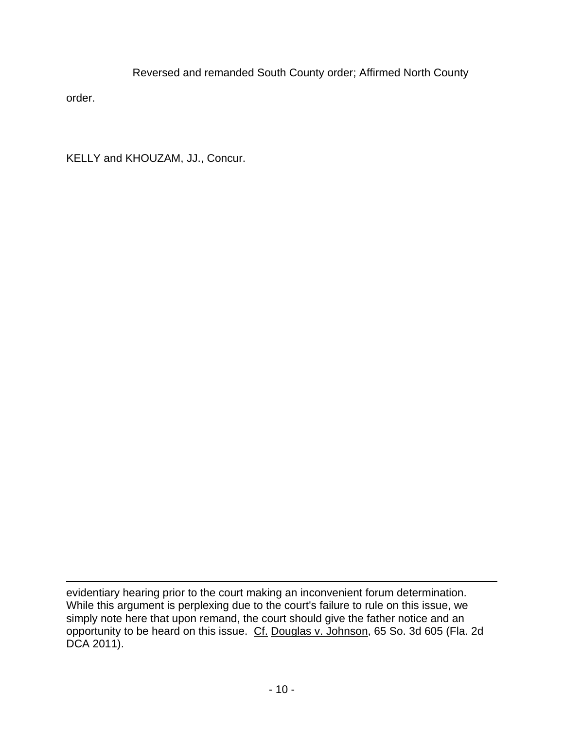Reversed and remanded South County order; Affirmed North County order.

KELLY and KHOUZAM, JJ., Concur.

---

evidentiary hearing prior to the court making an inconvenient forum determination. While this argument is perplexing due to the court's failure to rule on this issue, we simply note here that upon remand, the court should give the father notice and an opportunity to be heard on this issue. Cf. Douglas v. Johnson, 65 So. 3d 605 (Fla. 2d DCA 2011).